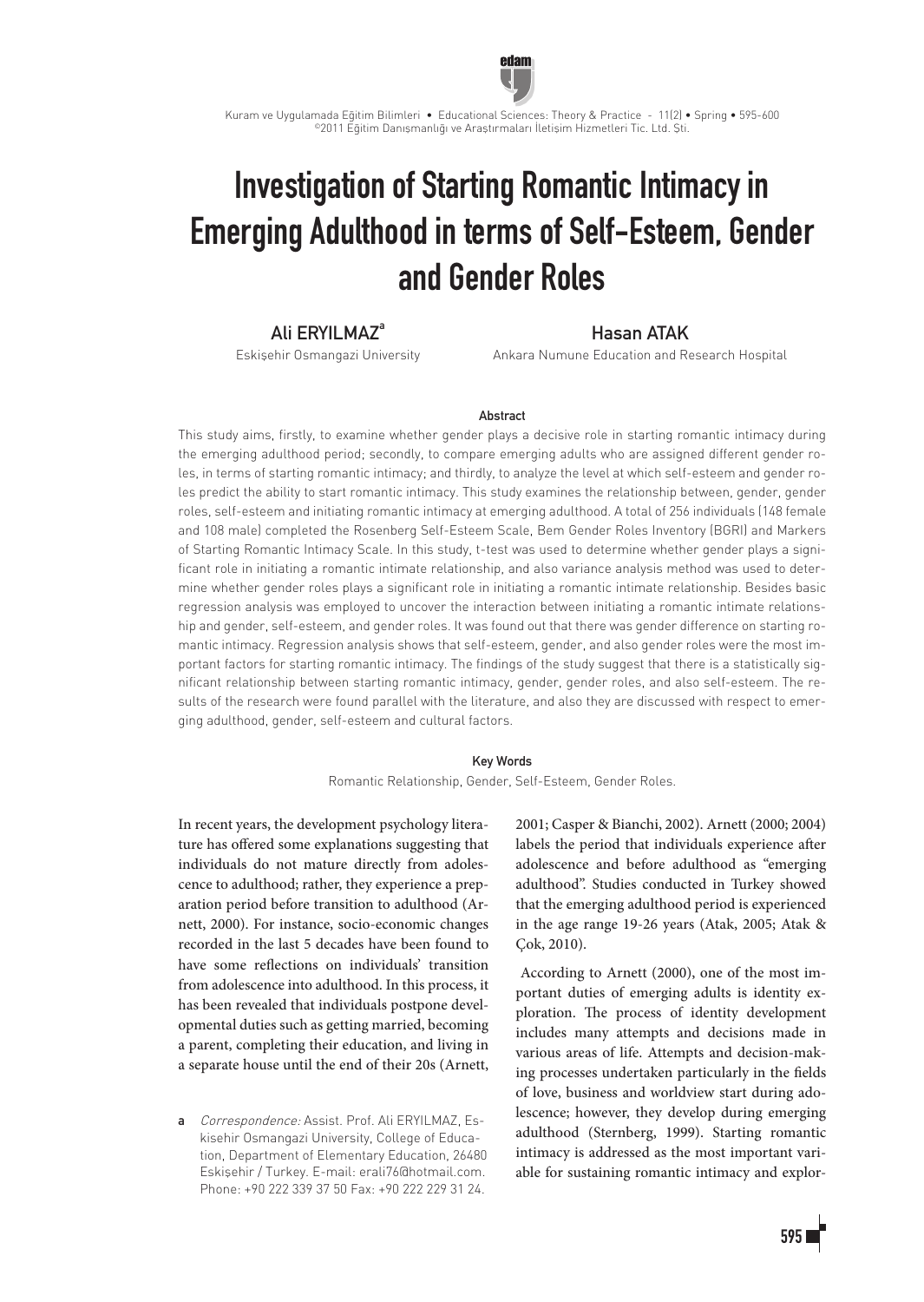# Investigation of Starting Romantic Intimacy in Emerging Adulthood in terms of Self-Esteem, Gender and Gender Roles

**Ali ERYILMAZ**[a]
Eskişehir Osmangazi University

**Hasan ATAK**
Ankara Numune Education and Research Hospital

### Abstract

This study aims, firstly, to examine whether gender plays a decisive role in starting romantic intimacy during the emerging adulthood period; secondly, to compare emerging adults who are assigned different gender roles, in terms of starting romantic intimacy; and thirdly, to analyze the level at which self-esteem and gender roles predict the ability to start romantic intimacy. This study examines the relationship between, gender, gender roles, self-esteem and initiating romantic intimacy at emerging adulthood. A total of 256 individuals (148 female and 108 male) completed the Rosenberg Self-Esteem Scale, Bem Gender Roles Inventory (BGRI) and Markers of Starting Romantic Intimacy Scale. In this study, t-test was used to determine whether gender plays a significant role in initiating a romantic intimate relationship, and also variance analysis method was used to determine whether gender roles plays a significant role in initiating a romantic intimate relationship. Besides basic regression analysis was employed to uncover the interaction between initiating a romantic intimate relationship and gender, self-esteem, and gender roles. It was found out that there was gender difference on starting romantic intimacy. Regression analysis shows that self-esteem, gender, and also gender roles were the most important factors for starting romantic intimacy. The findings of the study suggest that there is a statistically significant relationship between starting romantic intimacy, gender, gender roles, and also self-esteem. The results of the research were found parallel with the literature, and also they are discussed with respect to emerging adulthood, gender, self-esteem and cultural factors.

### Key Words

Romantic Relationship, Gender, Self-Esteem, Gender Roles.

In recent years, the development psychology literature has offered some explanations suggesting that individuals do not mature directly from adolescence to adulthood; rather, they experience a preparation period before transition to adulthood (Arnett, 2000). For instance, socio-economic changes recorded in the last 5 decades have been found to have some reflections on individuals' transition from adolescence into adulthood. In this process, it has been revealed that individuals postpone developmental duties such as getting married, becoming a parent, completing their education, and living in a separate house until the end of their 20s (Arnett, 2001; Casper & Bianchi, 2002). Arnett (2000; 2004) labels the period that individuals experience after adolescence and before adulthood as "emerging adulthood". Studies conducted in Turkey showed that the emerging adulthood period is experienced in the age range 19-26 years (Atak, 2005; Atak & Çok, 2010).

According to Arnett (2000), one of the most important duties of emerging adults is identity exploration. The process of identity development includes many attempts and decisions made in various areas of life. Attempts and decision-making processes undertaken particularly in the fields of love, business and worldview start during adolescence; however, they develop during emerging adulthood (Sternberg, 1999). Starting romantic intimacy is addressed as the most important variable for sustaining romantic intimacy and explor-

[a] *Correspondence:* Assist. Prof. Ali ERYILMAZ, Eskisehir Osmangazi University, College of Education, Department of Elementary Education, 26480 Eskişehir / Turkey. E-mail: erali76@hotmail.com. Phone: +90 222 339 37 50 Fax: +90 222 229 31 24.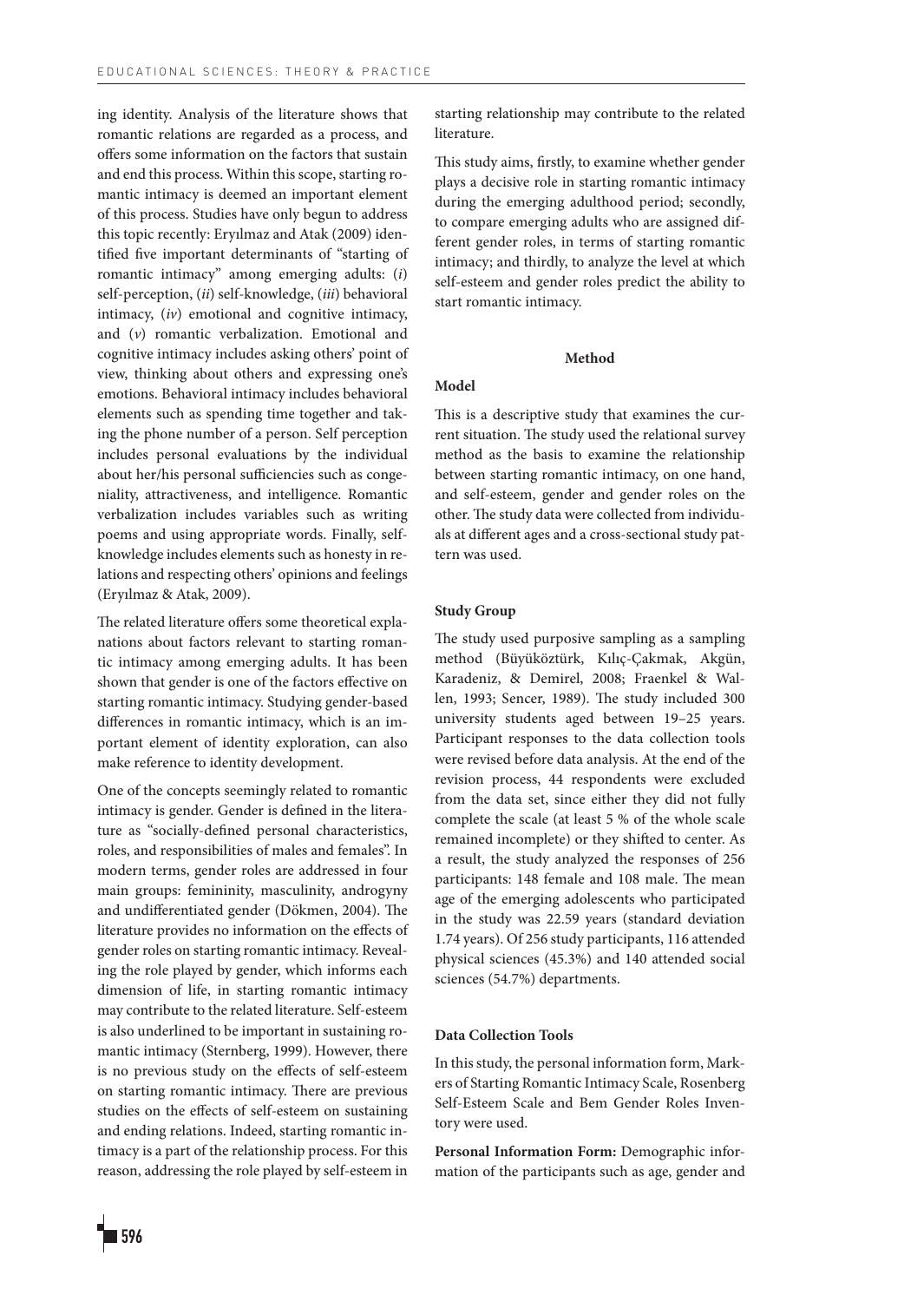ing identity. Analysis of the literature shows that romantic relations are regarded as a process, and offers some information on the factors that sustain and end this process. Within this scope, starting romantic intimacy is deemed an important element of this process. Studies have only begun to address this topic recently: Eryılmaz and Atak (2009) identified five important determinants of "starting of romantic intimacy" among emerging adults: (*i*) self-perception, (*ii*) self-knowledge, (*iii*) behavioral intimacy, (*iv*) emotional and cognitive intimacy, and (*v*) romantic verbalization. Emotional and cognitive intimacy includes asking others' point of view, thinking about others and expressing one's emotions. Behavioral intimacy includes behavioral elements such as spending time together and taking the phone number of a person. Self perception includes personal evaluations by the individual about her/his personal sufficiencies such as congeniality, attractiveness, and intelligence. Romantic verbalization includes variables such as writing poems and using appropriate words. Finally, self-knowledge includes elements such as honesty in relations and respecting others' opinions and feelings (Eryılmaz & Atak, 2009).

The related literature offers some theoretical explanations about factors relevant to starting romantic intimacy among emerging adults. It has been shown that gender is one of the factors effective on starting romantic intimacy. Studying gender-based differences in romantic intimacy, which is an important element of identity exploration, can also make reference to identity development.

One of the concepts seemingly related to romantic intimacy is gender. Gender is defined in the literature as "socially-defined personal characteristics, roles, and responsibilities of males and females". In modern terms, gender roles are addressed in four main groups: femininity, masculinity, androgyny and undifferentiated gender (Dökmen, 2004). The literature provides no information on the effects of gender roles on starting romantic intimacy. Revealing the role played by gender, which informs each dimension of life, in starting romantic intimacy may contribute to the related literature. Self-esteem is also underlined to be important in sustaining romantic intimacy (Sternberg, 1999). However, there is no previous study on the effects of self-esteem on starting romantic intimacy. There are previous studies on the effects of self-esteem on sustaining and ending relations. Indeed, starting romantic intimacy is a part of the relationship process. For this reason, addressing the role played by self-esteem in starting relationship may contribute to the related literature.

This study aims, firstly, to examine whether gender plays a decisive role in starting romantic intimacy during the emerging adulthood period; secondly, to compare emerging adults who are assigned different gender roles, in terms of starting romantic intimacy; and thirdly, to analyze the level at which self-esteem and gender roles predict the ability to start romantic intimacy.

## Method

### Model

This is a descriptive study that examines the current situation. The study used the relational survey method as the basis to examine the relationship between starting romantic intimacy, on one hand, and self-esteem, gender and gender roles on the other. The study data were collected from individuals at different ages and a cross-sectional study pattern was used.

### Study Group

The study used purposive sampling as a sampling method (Büyüköztürk, Kılıç-Çakmak, Akgün, Karadeniz, & Demirel, 2008; Fraenkel & Wallen, 1993; Sencer, 1989). The study included 300 university students aged between 19–25 years. Participant responses to the data collection tools were revised before data analysis. At the end of the revision process, 44 respondents were excluded from the data set, since either they did not fully complete the scale (at least 5 % of the whole scale remained incomplete) or they shifted to center. As a result, the study analyzed the responses of 256 participants: 148 female and 108 male. The mean age of the emerging adolescents who participated in the study was 22.59 years (standard deviation 1.74 years). Of 256 study participants, 116 attended physical sciences (45.3%) and 140 attended social sciences (54.7%) departments.

### Data Collection Tools

In this study, the personal information form, Markers of Starting Romantic Intimacy Scale, Rosenberg Self-Esteem Scale and Bem Gender Roles Inventory were used.

**Personal Information Form:** Demographic information of the participants such as age, gender and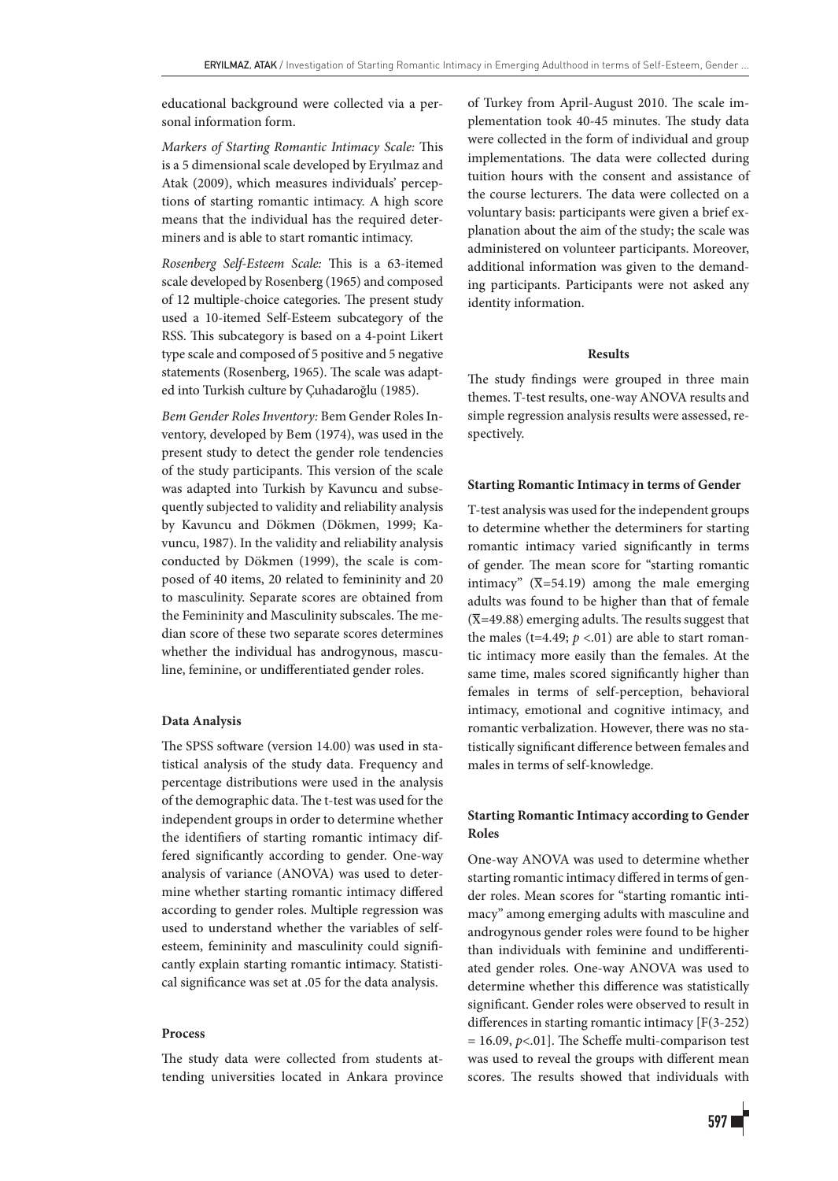educational background were collected via a personal information form.

*Markers of Starting Romantic Intimacy Scale:* This is a 5 dimensional scale developed by Eryılmaz and Atak (2009), which measures individuals' perceptions of starting romantic intimacy. A high score means that the individual has the required determiners and is able to start romantic intimacy.

*Rosenberg Self-Esteem Scale:* This is a 63-itemed scale developed by Rosenberg (1965) and composed of 12 multiple-choice categories. The present study used a 10-itemed Self-Esteem subcategory of the RSS. This subcategory is based on a 4-point Likert type scale and composed of 5 positive and 5 negative statements (Rosenberg, 1965). The scale was adapted into Turkish culture by Çuhadaroğlu (1985).

*Bem Gender Roles Inventory:* Bem Gender Roles Inventory, developed by Bem (1974), was used in the present study to detect the gender role tendencies of the study participants. This version of the scale was adapted into Turkish by Kavuncu and subsequently subjected to validity and reliability analysis by Kavuncu and Dökmen (Dökmen, 1999; Kavuncu, 1987). In the validity and reliability analysis conducted by Dökmen (1999), the scale is composed of 40 items, 20 related to femininity and 20 to masculinity. Separate scores are obtained from the Femininity and Masculinity subscales. The median score of these two separate scores determines whether the individual has androgynous, masculine, feminine, or undifferentiated gender roles.

#### Data Analysis

The SPSS software (version 14.00) was used in statistical analysis of the study data. Frequency and percentage distributions were used in the analysis of the demographic data. The t-test was used for the independent groups in order to determine whether the identifiers of starting romantic intimacy differed significantly according to gender. One-way analysis of variance (ANOVA) was used to determine whether starting romantic intimacy differed according to gender roles. Multiple regression was used to understand whether the variables of self-esteem, femininity and masculinity could significantly explain starting romantic intimacy. Statistical significance was set at .05 for the data analysis.

#### Process

The study data were collected from students attending universities located in Ankara province of Turkey from April-August 2010. The scale implementation took 40-45 minutes. The study data were collected in the form of individual and group implementations. The data were collected during tuition hours with the consent and assistance of the course lecturers. The data were collected on a voluntary basis: participants were given a brief explanation about the aim of the study; the scale was administered on volunteer participants. Moreover, additional information was given to the demanding participants. Participants were not asked any identity information.

### Results

The study findings were grouped in three main themes. T-test results, one-way ANOVA results and simple regression analysis results were assessed, respectively.

#### Starting Romantic Intimacy in terms of Gender

T-test analysis was used for the independent groups to determine whether the determiners for starting romantic intimacy varied significantly in terms of gender. The mean score for "starting romantic intimacy" ($\overline{X}$=54.19) among the male emerging adults was found to be higher than that of female ($\overline{X}$=49.88) emerging adults. The results suggest that the males (t=4.49; $p$ <.01) are able to start romantic intimacy more easily than the females. At the same time, males scored significantly higher than females in terms of self-perception, behavioral intimacy, emotional and cognitive intimacy, and romantic verbalization. However, there was no statistically significant difference between females and males in terms of self-knowledge.

#### Starting Romantic Intimacy according to Gender Roles

One-way ANOVA was used to determine whether starting romantic intimacy differed in terms of gender roles. Mean scores for "starting romantic intimacy" among emerging adults with masculine and androgynous gender roles were found to be higher than individuals with feminine and undifferentiated gender roles. One-way ANOVA was used to determine whether this difference was statistically significant. Gender roles were observed to result in differences in starting romantic intimacy [F(3-252) = 16.09, $p$<.01]. The Scheffe multi-comparison test was used to reveal the groups with different mean scores. The results showed that individuals with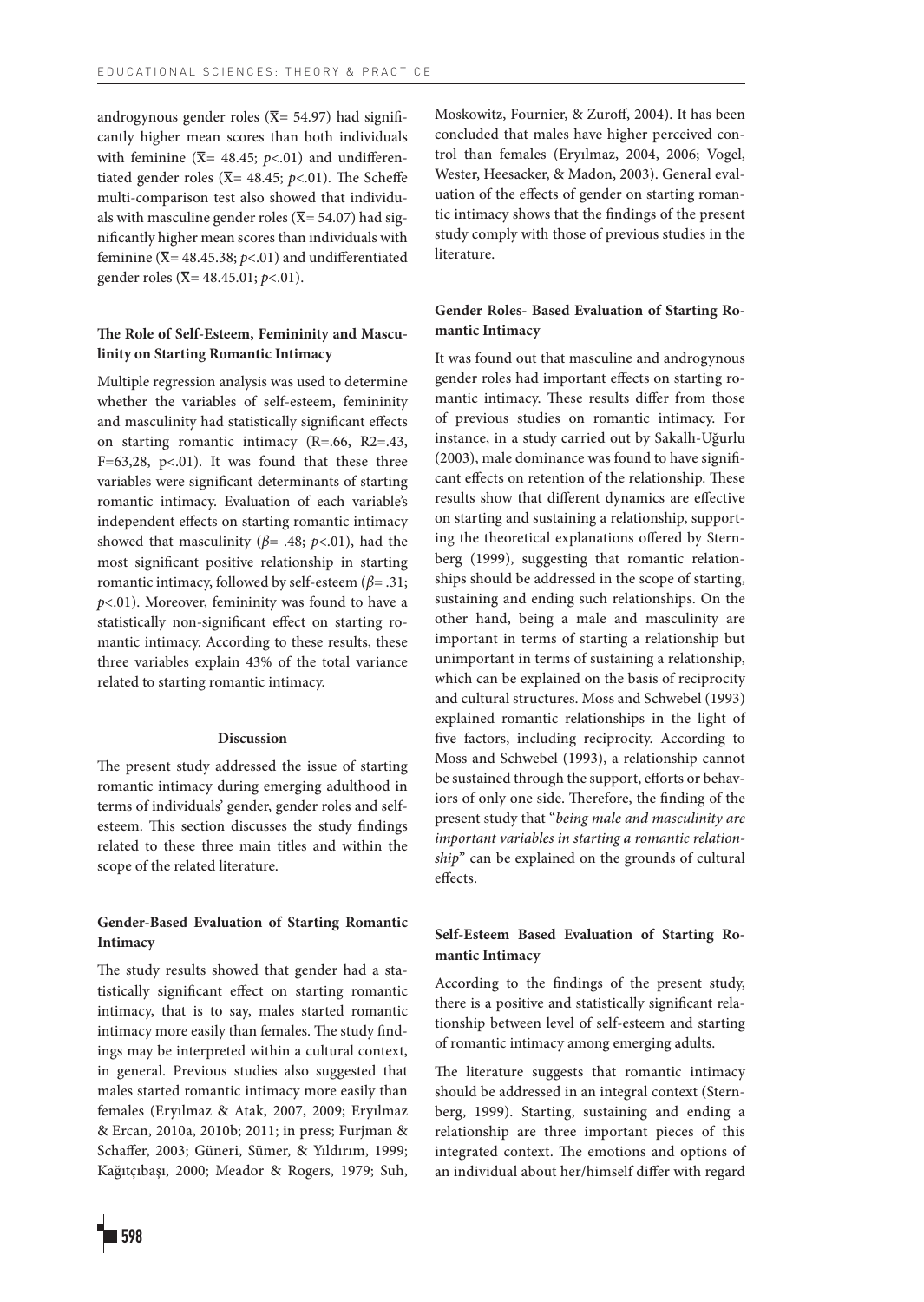androgynous gender roles ($\overline{X}$= 54.97) had significantly higher mean scores than both individuals with feminine ($\overline{X}$= 48.45; $p$<.01) and undifferentiated gender roles ($\overline{X}$= 48.45; $p$<.01). The Scheffe multi-comparison test also showed that individuals with masculine gender roles ($\overline{X}$= 54.07) had significantly higher mean scores than individuals with feminine ($\overline{X}$= 48.45.38; $p$<.01) and undifferentiated gender roles ($\overline{X}$= 48.45.01; $p$<.01).

### The Role of Self-Esteem, Femininity and Masculinity on Starting Romantic Intimacy

Multiple regression analysis was used to determine whether the variables of self-esteem, femininity and masculinity had statistically significant effects on starting romantic intimacy (R=.66, R2=.43, F=63,28, p<.01). It was found that these three variables were significant determinants of starting romantic intimacy. Evaluation of each variable's independent effects on starting romantic intimacy showed that masculinity ($\beta$= .48; $p$<.01), had the most significant positive relationship in starting romantic intimacy, followed by self-esteem ($\beta$= .31; $p$<.01). Moreover, femininity was found to have a statistically non-significant effect on starting romantic intimacy. According to these results, these three variables explain 43% of the total variance related to starting romantic intimacy.

## Discussion

The present study addressed the issue of starting romantic intimacy during emerging adulthood in terms of individuals' gender, gender roles and self-esteem. This section discusses the study findings related to these three main titles and within the scope of the related literature.

### Gender-Based Evaluation of Starting Romantic Intimacy

The study results showed that gender had a statistically significant effect on starting romantic intimacy, that is to say, males started romantic intimacy more easily than females. The study findings may be interpreted within a cultural context, in general. Previous studies also suggested that males started romantic intimacy more easily than females (Eryılmaz & Atak, 2007, 2009; Eryılmaz & Ercan, 2010a, 2010b; 2011; in press; Furjman & Schaffer, 2003; Güneri, Sümer, & Yıldırım, 1999; Kağıtçıbaşı, 2000; Meador & Rogers, 1979; Suh, Moskowitz, Fournier, & Zuroff, 2004). It has been concluded that males have higher perceived control than females (Eryılmaz, 2004, 2006; Vogel, Wester, Heesacker, & Madon, 2003). General evaluation of the effects of gender on starting romantic intimacy shows that the findings of the present study comply with those of previous studies in the literature.

### Gender Roles- Based Evaluation of Starting Romantic Intimacy

It was found out that masculine and androgynous gender roles had important effects on starting romantic intimacy. These results differ from those of previous studies on romantic intimacy. For instance, in a study carried out by Sakallı-Uğurlu (2003), male dominance was found to have significant effects on retention of the relationship. These results show that different dynamics are effective on starting and sustaining a relationship, supporting the theoretical explanations offered by Sternberg (1999), suggesting that romantic relationships should be addressed in the scope of starting, sustaining and ending such relationships. On the other hand, being a male and masculinity are important in terms of starting a relationship but unimportant in terms of sustaining a relationship, which can be explained on the basis of reciprocity and cultural structures. Moss and Schwebel (1993) explained romantic relationships in the light of five factors, including reciprocity. According to Moss and Schwebel (1993), a relationship cannot be sustained through the support, efforts or behaviors of only one side. Therefore, the finding of the present study that "*being male and masculinity are important variables in starting a romantic relationship*" can be explained on the grounds of cultural effects.

### Self-Esteem Based Evaluation of Starting Romantic Intimacy

According to the findings of the present study, there is a positive and statistically significant relationship between level of self-esteem and starting of romantic intimacy among emerging adults.

The literature suggests that romantic intimacy should be addressed in an integral context (Sternberg, 1999). Starting, sustaining and ending a relationship are three important pieces of this integrated context. The emotions and options of an individual about her/himself differ with regard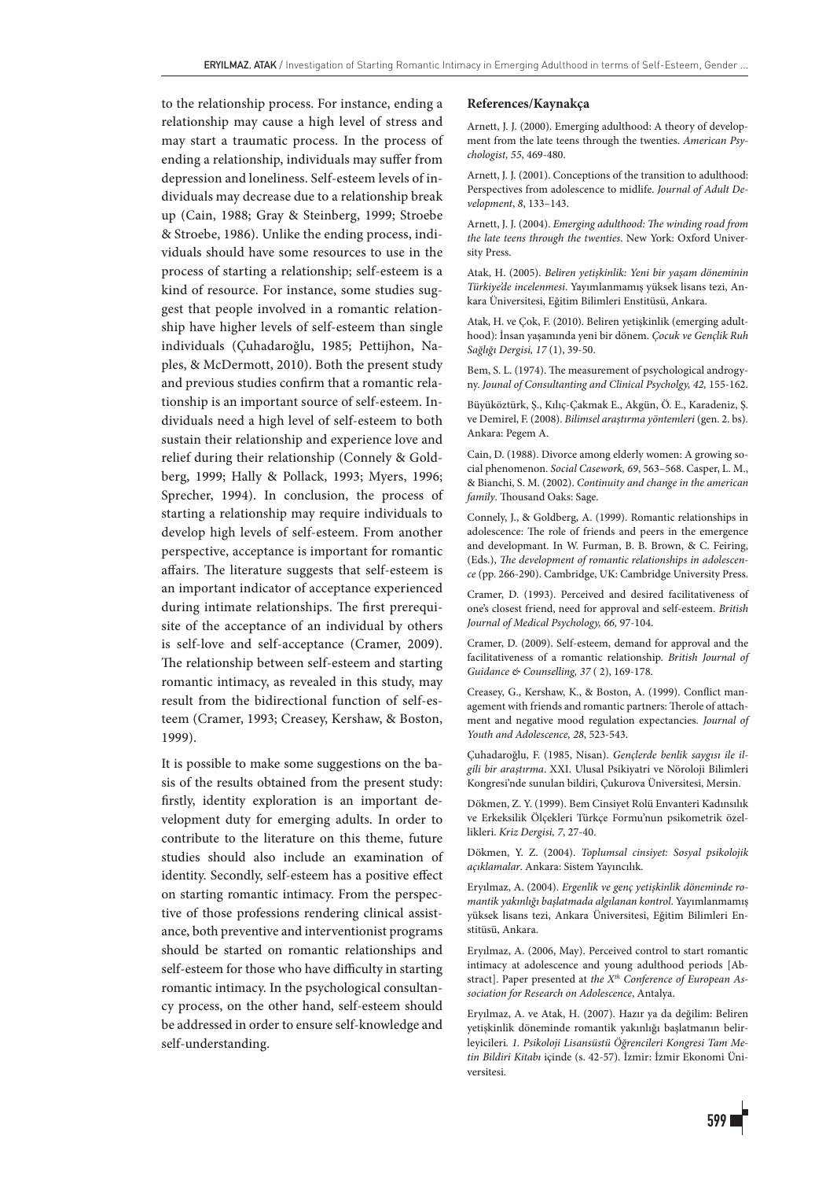to the relationship process. For instance, ending a relationship may cause a high level of stress and may start a traumatic process. In the process of ending a relationship, individuals may suffer from depression and loneliness. Self-esteem levels of individuals may decrease due to a relationship break up (Cain, 1988; Gray & Steinberg, 1999; Stroebe & Stroebe, 1986). Unlike the ending process, individuals should have some resources to use in the process of starting a relationship; self-esteem is a kind of resource. For instance, some studies suggest that people involved in a romantic relationship have higher levels of self-esteem than single individuals (Çuhadaroğlu, 1985; Pettijhon, Naples, & McDermott, 2010). Both the present study and previous studies confirm that a romantic relationship is an important source of self-esteem. Individuals need a high level of self-esteem to both sustain their relationship and experience love and relief during their relationship (Connely & Goldberg, 1999; Hally & Pollack, 1993; Myers, 1996; Sprecher, 1994). In conclusion, the process of starting a relationship may require individuals to develop high levels of self-esteem. From another perspective, acceptance is important for romantic affairs. The literature suggests that self-esteem is an important indicator of acceptance experienced during intimate relationships. The first prerequisite of the acceptance of an individual by others is self-love and self-acceptance (Cramer, 2009). The relationship between self-esteem and starting romantic intimacy, as revealed in this study, may result from the bidirectional function of self-esteem (Cramer, 1993; Creasey, Kershaw, & Boston, 1999).

It is possible to make some suggestions on the basis of the results obtained from the present study: firstly, identity exploration is an important development duty for emerging adults. In order to contribute to the literature on this theme, future studies should also include an examination of identity. Secondly, self-esteem has a positive effect on starting romantic intimacy. From the perspective of those professions rendering clinical assistance, both preventive and interventionist programs should be started on romantic relationships and self-esteem for those who have difficulty in starting romantic intimacy. In the psychological consultancy process, on the other hand, self-esteem should be addressed in order to ensure self-knowledge and self-understanding.

### References/Kaynakça

Arnett, J. J. (2000). Emerging adulthood: A theory of development from the late teens through the twenties. *American Psychologist, 55*, 469-480.

Arnett, J. J. (2001). Conceptions of the transition to adulthood: Perspectives from adolescence to midlife. *Journal of Adult Development*, *8*, 133–143.

Arnett, J. J. (2004). *Emerging adulthood: The winding road from the late teens through the twenties*. New York: Oxford University Press.

Atak, H. (2005). *Beliren yetişkinlik: Yeni bir yaşam döneminin Türkiye'de incelenmesi*. Yayımlanmamış yüksek lisans tezi, Ankara Üniversitesi, Eğitim Bilimleri Enstitüsü, Ankara.

Atak, H. ve Çok, F. (2010). Beliren yetişkinlik (emerging adulthood): İnsan yaşamında yeni bir dönem. *Çocuk ve Gençlik Ruh Sağlığı Dergisi, 17* (1), 39-50.

Bem, S. L. (1974). The measurement of psychological androgyny. *Jounal of Consultanting and Clinical Psycholgy, 42,* 155-162.

Büyüköztürk, Ş., Kılıç-Çakmak E., Akgün, Ö. E., Karadeniz, Ş. ve Demirel, F. (2008). *Bilimsel araştırma yöntemleri* (gen. 2. bs). Ankara: Pegem A.

Cain, D. (1988). Divorce among elderly women: A growing social phenomenon. *Social Casework, 69*, 563–568. Casper, L. M., & Bianchi, S. M. (2002). *Continuity and change in the american family*. Thousand Oaks: Sage.

Connely, J., & Goldberg, A. (1999). Romantic relationships in adolescence: The role of friends and peers in the emergence and developmant. In W. Furman, B. B. Brown, & C. Feiring, (Eds.), *The development of romantic relationships in adolescence* (pp. 266-290). Cambridge, UK: Cambridge University Press.

Cramer, D. (1993). Perceived and desired facilitativeness of one's closest friend, need for approval and self-esteem. *British Journal of Medical Psychology, 66,* 97-104.

Cramer, D. (2009). Self-esteem, demand for approval and the facilitativeness of a romantic relationship. *British Journal of Guidance & Counselling, 37* ( 2), 169-178.

Creasey, G., Kershaw, K., & Boston, A. (1999). Conflict management with friends and romantic partners: Therole of attachment and negative mood regulation expectancies. *Journal of Youth and Adolescence, 28*, 523-543.

Çuhadaroğlu, F. (1985, Nisan). *Gençlerde benlik saygısı ile ilgili bir araştırma*. XXI. Ulusal Psikiyatri ve Nöroloji Bilimleri Kongresi'nde sunulan bildiri, Çukurova Üniversitesi, Mersin.

Dökmen, Z. Y. (1999). Bem Cinsiyet Rolü Envanteri Kadınsılık ve Erkeksilik Ölçekleri Türkçe Formu'nun psikometrik özellikleri. *Kriz Dergisi, 7*, 27-40.

Dökmen, Y. Z. (2004). *Toplumsal cinsiyet: Sosyal psikolojik açıklamalar*. Ankara: Sistem Yayıncılık.

Eryılmaz, A. (2004). *Ergenlik ve genç yetişkinlik döneminde romantik yakınlığı başlatmada algılanan kontrol*. Yayımlanmamış yüksek lisans tezi, Ankara Üniversitesi, Eğitim Bilimleri Enstitüsü, Ankara.

Eryılmaz, A. (2006, May). Perceived control to start romantic intimacy at adolescence and young adulthood periods [Abstract]. Paper presented at *the X^th^ Conference of European Association for Research on Adolescence*, Antalya.

Eryılmaz, A. ve Atak, H. (2007). Hazır ya da değilim: Beliren yetişkinlik döneminde romantik yakınlığı başlatmanın belirleyicileri. *1. Psikoloji Lisansüstü Öğrencileri Kongresi Tam Metin Bildiri Kitabı* içinde (s. 42-57). İzmir: İzmir Ekonomi Üniversitesi.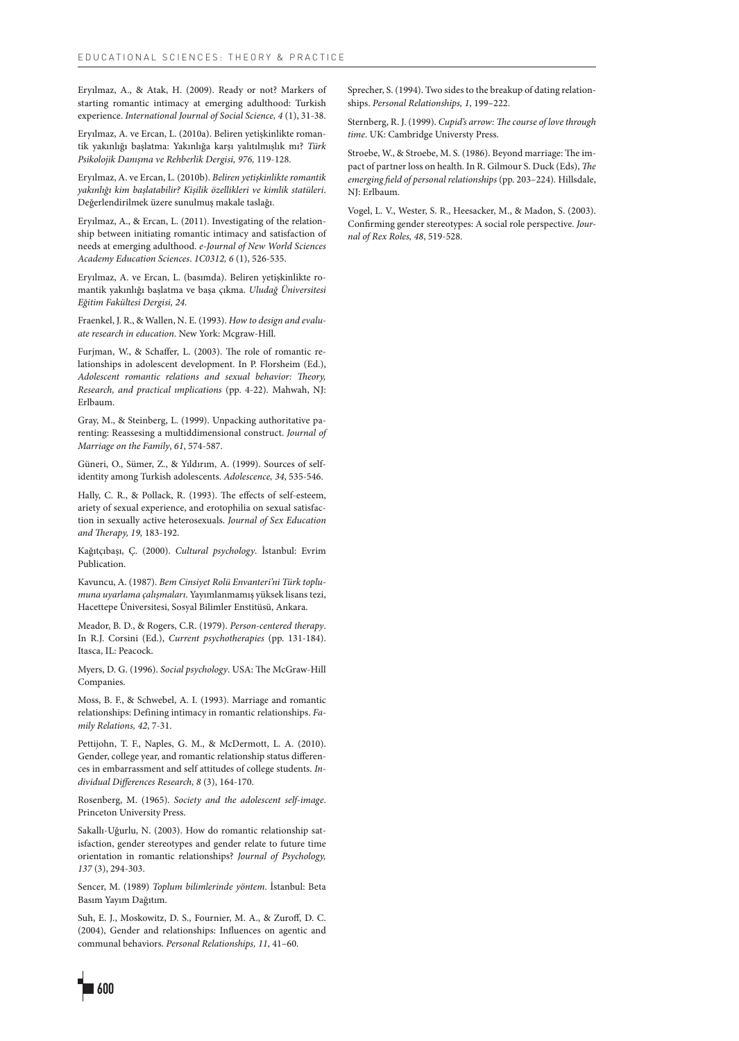Eryılmaz, A., & Atak, H. (2009). Ready or not? Markers of starting romantic intimacy at emerging adulthood: Turkish experience. *International Journal of Social Science, 4* (1), 31-38.

Eryılmaz, A. ve Ercan, L. (2010a). Beliren yetişkinlikte romantik yakınlığı başlatma: Yakınlığa karşı yalıtılmışlık mı? *Türk Psikolojik Danışma ve Rehberlik Dergisi, 976,* 119-128.

Eryılmaz, A. ve Ercan, L. (2010b). *Beliren yetişkinlikte romantik yakınlığı kim başlatabilir? Kişilik özellikleri ve kimlik statüleri*. Değerlendirilmek üzere sunulmuş makale taslağı.

Eryılmaz, A., & Ercan, L. (2011). Investigating of the relationship between initiating romantic intimacy and satisfaction of needs at emerging adulthood. *e-Journal of New World Sciences Academy Education Sciences*. *1C0312, 6* (1), 526-535.

Eryılmaz, A. ve Ercan, L. (basımda). Beliren yetişkinlikte romantik yakınlığı başlatma ve başa çıkma. *Uludağ Üniversitesi Eğitim Fakültesi Dergisi, 24.*

Fraenkel, J. R., & Wallen, N. E. (1993). *How to design and evaluate research in education*. New York: Mcgraw-Hill.

Furjman, W., & Schaffer, L. (2003). The role of romantic relationships in adolescent development. In P. Florsheim (Ed.), *Adolescent romantic relations and sexual behavior: Theory, Research, and practical ımplications* (pp. 4-22). Mahwah, NJ: Erlbaum.

Gray, M., & Steinberg, L. (1999). Unpacking authoritative parenting: Reassesing a multiddimensional construct. *Journal of Marriage on the Family*, *61*, 574-587.

Güneri, O., Sümer, Z., & Yıldırım, A. (1999). Sources of self-identity among Turkish adolescents. *Adolescence, 34*, 535-546.

Hally, C. R., & Pollack, R. (1993). The effects of self-esteem, ariety of sexual experience, and erotophilia on sexual satisfaction in sexually active heterosexuals. *Journal of Sex Education and Therapy, 19,* 183-192.

Kağıtçıbaşı, Ç. (2000). *Cultural psychology*. İstanbul: Evrim Publication.

Kavuncu, A. (1987). *Bem Cinsiyet Rolü Envanteri'ni Türk toplumuna uyarlama çalışmaları*. Yayımlanmamış yüksek lisans tezi, Hacettepe Üniversitesi, Sosyal Bilimler Enstitüsü, Ankara.

Meador, B. D., & Rogers, C.R. (1979). *Person-centered therapy*. In R.J. Corsini (Ed.), *Current psychotherapies* (pp. 131-184). Itasca, IL: Peacock.

Myers, D. G. (1996). *Social psychology*. USA: The McGraw-Hill Companies.

Moss, B. F., & Schwebel, A. I. (1993). Marriage and romantic relationships: Defining intimacy in romantic relationships. *Family Relations, 42*, 7-31.

Pettijohn, T. F., Naples, G. M., & McDermott, L. A. (2010). Gender, college year, and romantic relationship status differences in embarrassment and self attitudes of college students. *Individual Differences Research, 8* (3), 164-170.

Rosenberg, M. (1965). *Society and the adolescent self-image*. Princeton University Press.

Sakallı-Uğurlu, N. (2003). How do romantic relationship satisfaction, gender stereotypes and gender relate to future time orientation in romantic relationships? *Journal of Psychology, 137* (3), 294-303.

Sencer, M. (1989) *Toplum bilimlerinde yöntem*. İstanbul: Beta Basım Yayım Dağıtım.

Suh, E. J., Moskowitz, D. S., Fournier, M. A., & Zuroff, D. C. (2004), Gender and relationships: Influences on agentic and communal behaviors. *Personal Relationships, 11*, 41–60.

Sprecher, S. (1994). Two sides to the breakup of dating relationships. *Personal Relationships, 1*, 199–222.

Sternberg, R. J. (1999). *Cupid's arrow: The course of love through time*. UK: Cambridge Universty Press.

Stroebe, W., & Stroebe, M. S. (1986). Beyond marriage: The impact of partner loss on health. In R. Gilmour S. Duck (Eds), *The emerging field of personal relationships* (pp. 203–224). Hillsdale, NJ: Erlbaum.

Vogel, L. V., Wester, S. R., Heesacker, M., & Madon, S. (2003). Confirming gender stereotypes: A social role perspective. *Journal of Rex Roles, 48*, 519-528.